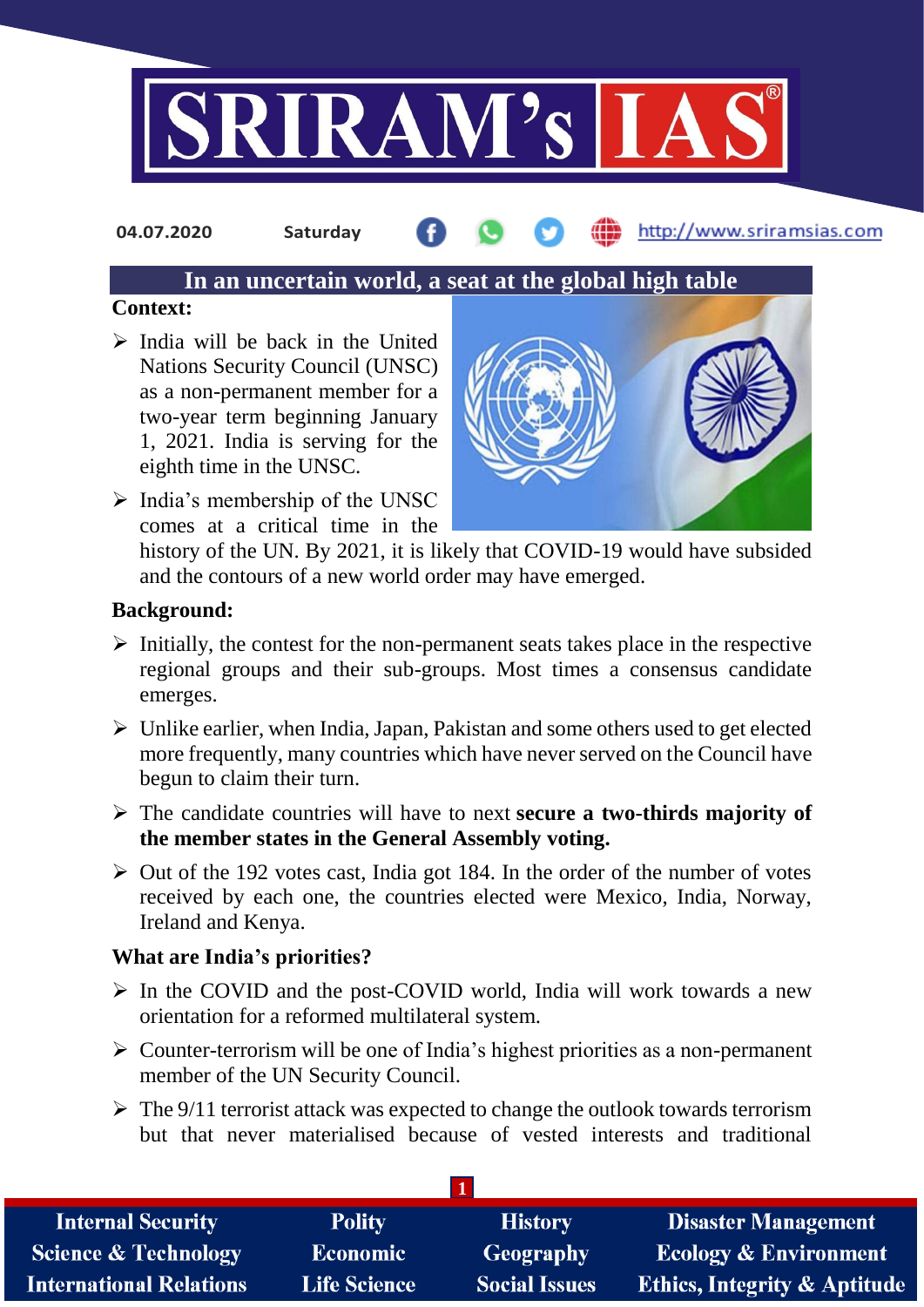# In an uncertain world, a seat at the global high table

**Context:**

- India will be back in the United Nations Security Council (UNSC) as a non-permanent member for a two-year term beginning January 1, 2021. India is serving for the eighth time in the UNSC.
- India's membership of the UNSC comes at a critical time in the history of the UN. By 2021, it is likely that COVID-19 would have subsided and the contours of a new world order may have emerged.

**Background:**

- Initially, the contest for the non-permanent seats takes place in the respective regional groups and their sub-groups. Most times a consensus candidate emerges.
- Unlike earlier, when India, Japan, Pakistan and some others used to get elected more frequently, many countries which have never served on the Council have begun to claim their turn.
- The candidate countries will have to next **secure a two-thirds majority of the member states in the General Assembly voting.**
- Out of the 192 votes cast, India got 184. In the order of the number of votes received by each one, the countries elected were Mexico, India, Norway, Ireland and Kenya.

**What are India's priorities?**

- In the COVID and the post-COVID world, India will work towards a new orientation for a reformed multilateral system.
- Counter-terrorism will be one of India's highest priorities as a non-permanent member of the UN Security Council.
- The 9/11 terrorist attack was expected to change the outlook towards terrorism but that never materialised because of vested interests and traditional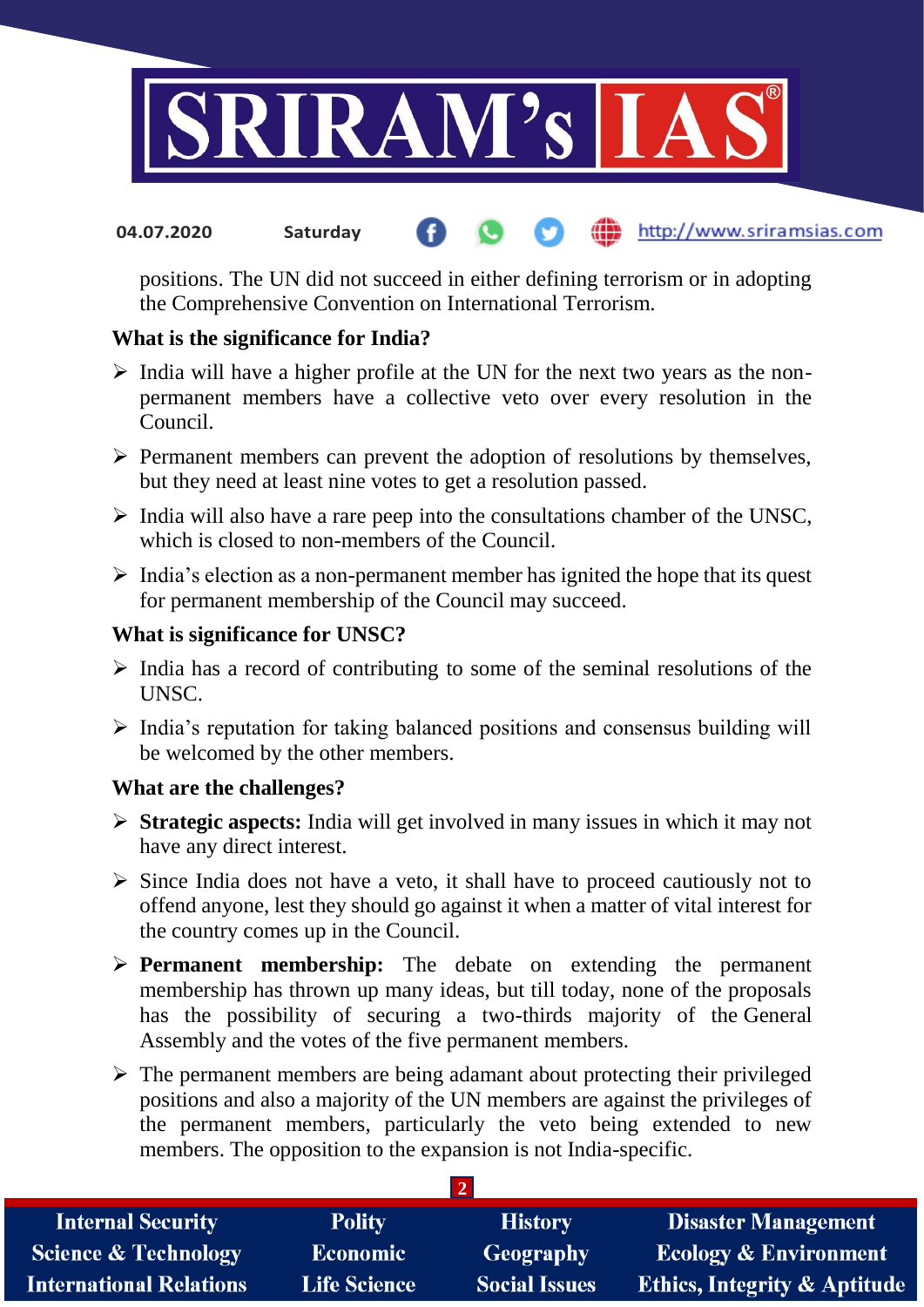positions. The UN did not succeed in either defining terrorism or in adopting the Comprehensive Convention on International Terrorism.

### What is the significance for India?

- India will have a higher profile at the UN for the next two years as the non-permanent members have a collective veto over every resolution in the Council.
- Permanent members can prevent the adoption of resolutions by themselves, but they need at least nine votes to get a resolution passed.
- India will also have a rare peep into the consultations chamber of the UNSC, which is closed to non-members of the Council.
- India's election as a non-permanent member has ignited the hope that its quest for permanent membership of the Council may succeed.

### What is significance for UNSC?

- India has a record of contributing to some of the seminal resolutions of the UNSC.
- India's reputation for taking balanced positions and consensus building will be welcomed by the other members.

### What are the challenges?

- **Strategic aspects:** India will get involved in many issues in which it may not have any direct interest.
- Since India does not have a veto, it shall have to proceed cautiously not to offend anyone, lest they should go against it when a matter of vital interest for the country comes up in the Council.
- **Permanent membership:** The debate on extending the permanent membership has thrown up many ideas, but till today, none of the proposals has the possibility of securing a two-thirds majority of the General Assembly and the votes of the five permanent members.
- The permanent members are being adamant about protecting their privileged positions and also a majority of the UN members are against the privileges of the permanent members, particularly the veto being extended to new members. The opposition to the expansion is not India-specific.